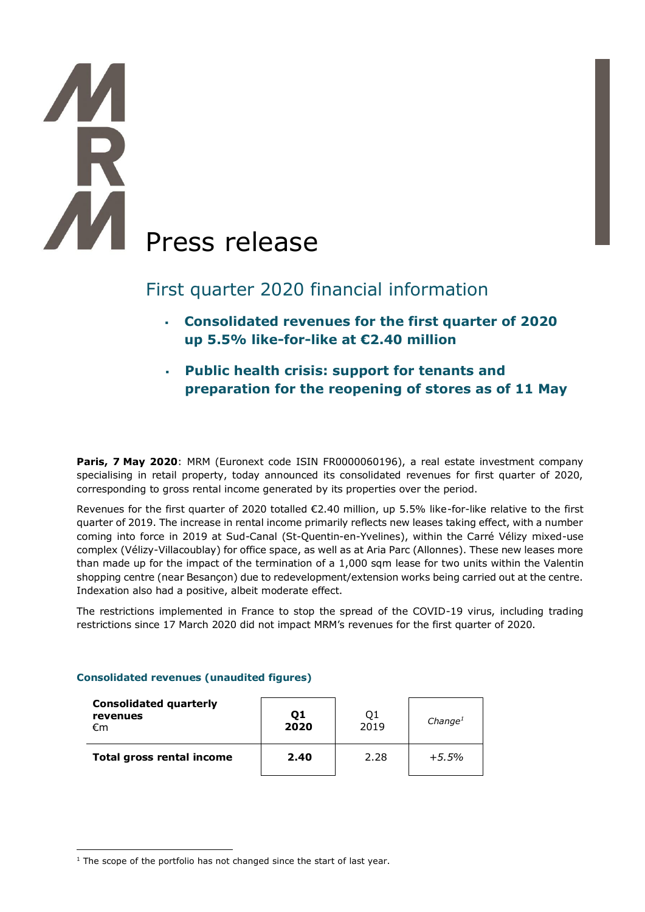# Press release

## First quarter 2020 financial information

- **Consolidated revenues for the first quarter of 2020 up 5.5% like-for-like at €2.40 million**
- **Public health crisis: support for tenants and preparation for the reopening of stores as of 11 May**

**Paris, 7 May 2020**: MRM (Euronext code ISIN FR0000060196), a real estate investment company specialising in retail property, today announced its consolidated revenues for first quarter of 2020, corresponding to gross rental income generated by its properties over the period.

Revenues for the first quarter of 2020 totalled €2.40 million, up 5.5% like-for-like relative to the first quarter of 2019. The increase in rental income primarily reflects new leases taking effect, with a number coming into force in 2019 at Sud-Canal (St-Quentin-en-Yvelines), within the Carré Vélizy mixed-use complex (Vélizy-Villacoublay) for office space, as well as at Aria Parc (Allonnes). These new leases more than made up for the impact of the termination of a 1,000 sqm lease for two units within the Valentin shopping centre (near Besançon) due to redevelopment/extension works being carried out at the centre. Indexation also had a positive, albeit moderate effect.

The restrictions implemented in France to stop the spread of the COVID-19 virus, including trading restrictions since 17 March 2020 did not impact MRM's revenues for the first quarter of 2020.

### Consolidated revenues (unaudited figures)

| **Consolidated quarterly revenues** €m | **Q1 2020** | Q1 2019 | *Change*[1] |
|---|---|---|---|
| **Total gross rental income** | **2.40** | 2.28 | *+5.5%* |

[1] The scope of the portfolio has not changed since the start of last year.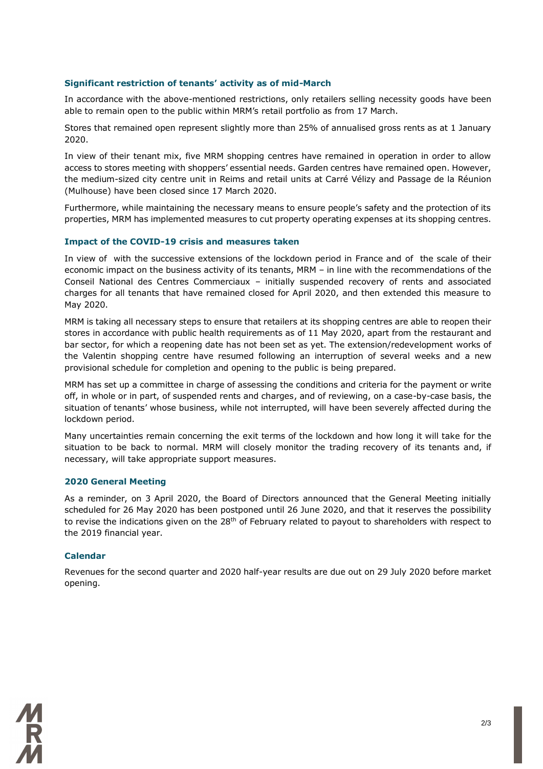### Significant restriction of tenants' activity as of mid-March

In accordance with the above-mentioned restrictions, only retailers selling necessity goods have been able to remain open to the public within MRM's retail portfolio as from 17 March.

Stores that remained open represent slightly more than 25% of annualised gross rents as at 1 January 2020.

In view of their tenant mix, five MRM shopping centres have remained in operation in order to allow access to stores meeting with shoppers' essential needs. Garden centres have remained open. However, the medium-sized city centre unit in Reims and retail units at Carré Vélizy and Passage de la Réunion (Mulhouse) have been closed since 17 March 2020.

Furthermore, while maintaining the necessary means to ensure people's safety and the protection of its properties, MRM has implemented measures to cut property operating expenses at its shopping centres.

### Impact of the COVID-19 crisis and measures taken

In view of with the successive extensions of the lockdown period in France and of the scale of their economic impact on the business activity of its tenants, MRM – in line with the recommendations of the Conseil National des Centres Commerciaux – initially suspended recovery of rents and associated charges for all tenants that have remained closed for April 2020, and then extended this measure to May 2020.

MRM is taking all necessary steps to ensure that retailers at its shopping centres are able to reopen their stores in accordance with public health requirements as of 11 May 2020, apart from the restaurant and bar sector, for which a reopening date has not been set as yet. The extension/redevelopment works of the Valentin shopping centre have resumed following an interruption of several weeks and a new provisional schedule for completion and opening to the public is being prepared.

MRM has set up a committee in charge of assessing the conditions and criteria for the payment or write off, in whole or in part, of suspended rents and charges, and of reviewing, on a case-by-case basis, the situation of tenants' whose business, while not interrupted, will have been severely affected during the lockdown period.

Many uncertainties remain concerning the exit terms of the lockdown and how long it will take for the situation to be back to normal. MRM will closely monitor the trading recovery of its tenants and, if necessary, will take appropriate support measures.

### 2020 General Meeting

As a reminder, on 3 April 2020, the Board of Directors announced that the General Meeting initially scheduled for 26 May 2020 has been postponed until 26 June 2020, and that it reserves the possibility to revise the indications given on the 28th of February related to payout to shareholders with respect to the 2019 financial year.

### Calendar

Revenues for the second quarter and 2020 half-year results are due out on 29 July 2020 before market opening.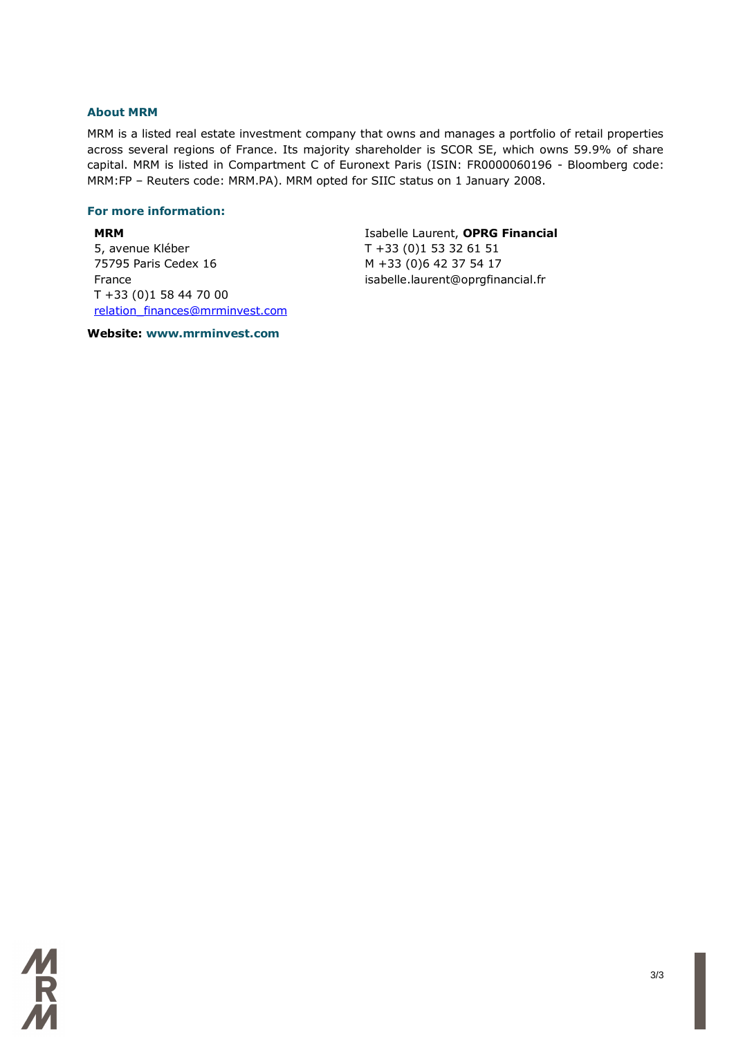### About MRM

MRM is a listed real estate investment company that owns and manages a portfolio of retail properties across several regions of France. Its majority shareholder is SCOR SE, which owns 59.9% of share capital. MRM is listed in Compartment C of Euronext Paris (ISIN: FR0000060196 - Bloomberg code: MRM:FP – Reuters code: MRM.PA). MRM opted for SIIC status on 1 January 2008.

### For more information:

**MRM**
5, avenue Kléber
75795 Paris Cedex 16
France
T +33 (0)1 58 44 70 00
relation_finances@mrminvest.com

Isabelle Laurent, **OPRG Financial**
T +33 (0)1 53 32 61 51
M +33 (0)6 42 37 54 17
isabelle.laurent@oprgfinancial.fr

**Website: www.mrminvest.com**